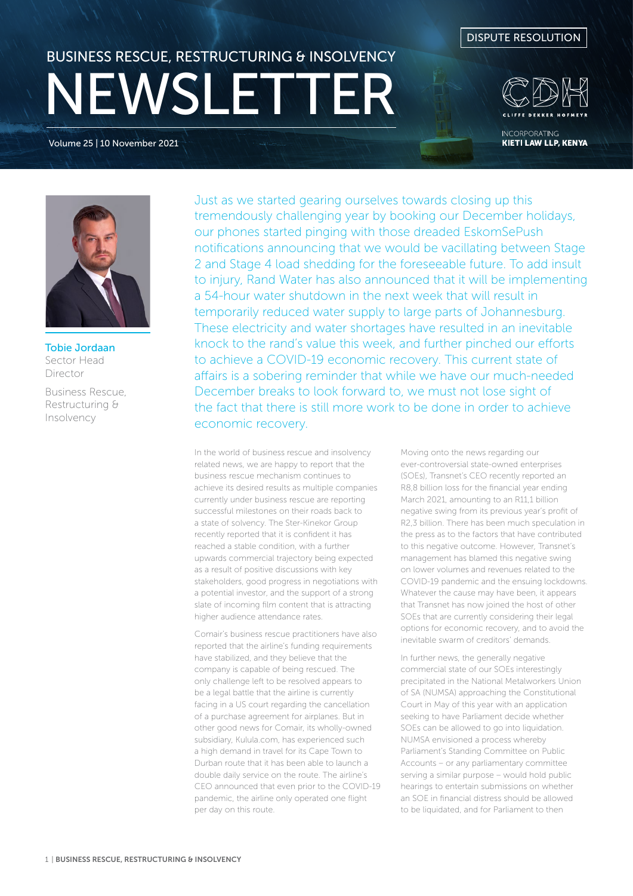DISPUTE RESOLUTION

# BUSINESS RESCUE, RESTRUCTURING & INSOLVENCY NEWSLETTER

Volume 25 | 10 November 2021

CLIFFE DEKKER HOFMEYR

INCORPORATING **KIETI LAW LLP, KENYA**

**Tobie Jordaan**
Sector Head
Director

Business Rescue, Restructuring & Insolvency

Just as we started gearing ourselves towards closing up this tremendously challenging year by booking our December holidays, our phones started pinging with those dreaded EskomSePush notifications announcing that we would be vacillating between Stage 2 and Stage 4 load shedding for the foreseeable future. To add insult to injury, Rand Water has also announced that it will be implementing a 54-hour water shutdown in the next week that will result in temporarily reduced water supply to large parts of Johannesburg. These electricity and water shortages have resulted in an inevitable knock to the rand's value this week, and further pinched our efforts to achieve a COVID-19 economic recovery. This current state of affairs is a sobering reminder that while we have our much-needed December breaks to look forward to, we must not lose sight of the fact that there is still more work to be done in order to achieve economic recovery.

In the world of business rescue and insolvency related news, we are happy to report that the business rescue mechanism continues to achieve its desired results as multiple companies currently under business rescue are reporting successful milestones on their roads back to a state of solvency. The Ster-Kinekor Group recently reported that it is confident it has reached a stable condition, with a further upwards commercial trajectory being expected as a result of positive discussions with key stakeholders, good progress in negotiations with a potential investor, and the support of a strong slate of incoming film content that is attracting higher audience attendance rates.

Comair's business rescue practitioners have also reported that the airline's funding requirements have stabilized, and they believe that the company is capable of being rescued. The only challenge left to be resolved appears to be a legal battle that the airline is currently facing in a US court regarding the cancellation of a purchase agreement for airplanes. But in other good news for Comair, its wholly-owned subsidiary, Kulula.com, has experienced such a high demand in travel for its Cape Town to Durban route that it has been able to launch a double daily service on the route. The airline's CEO announced that even prior to the COVID-19 pandemic, the airline only operated one flight per day on this route.

Moving onto the news regarding our ever-controversial state-owned enterprises (SOEs), Transnet's CEO recently reported an R8,8 billion loss for the financial year ending March 2021, amounting to an R11,1 billion negative swing from its previous year's profit of R2,3 billion. There has been much speculation in the press as to the factors that have contributed to this negative outcome. However, Transnet's management has blamed this negative swing on lower volumes and revenues related to the COVID-19 pandemic and the ensuing lockdowns. Whatever the cause may have been, it appears that Transnet has now joined the host of other SOEs that are currently considering their legal options for economic recovery, and to avoid the inevitable swarm of creditors' demands.

In further news, the generally negative commercial state of our SOEs interestingly precipitated in the National Metalworkers Union of SA (NUMSA) approaching the Constitutional Court in May of this year with an application seeking to have Parliament decide whether SOEs can be allowed to go into liquidation. NUMSA envisioned a process whereby Parliament's Standing Committee on Public Accounts – or any parliamentary committee serving a similar purpose – would hold public hearings to entertain submissions on whether an SOE in financial distress should be allowed to be liquidated, and for Parliament to then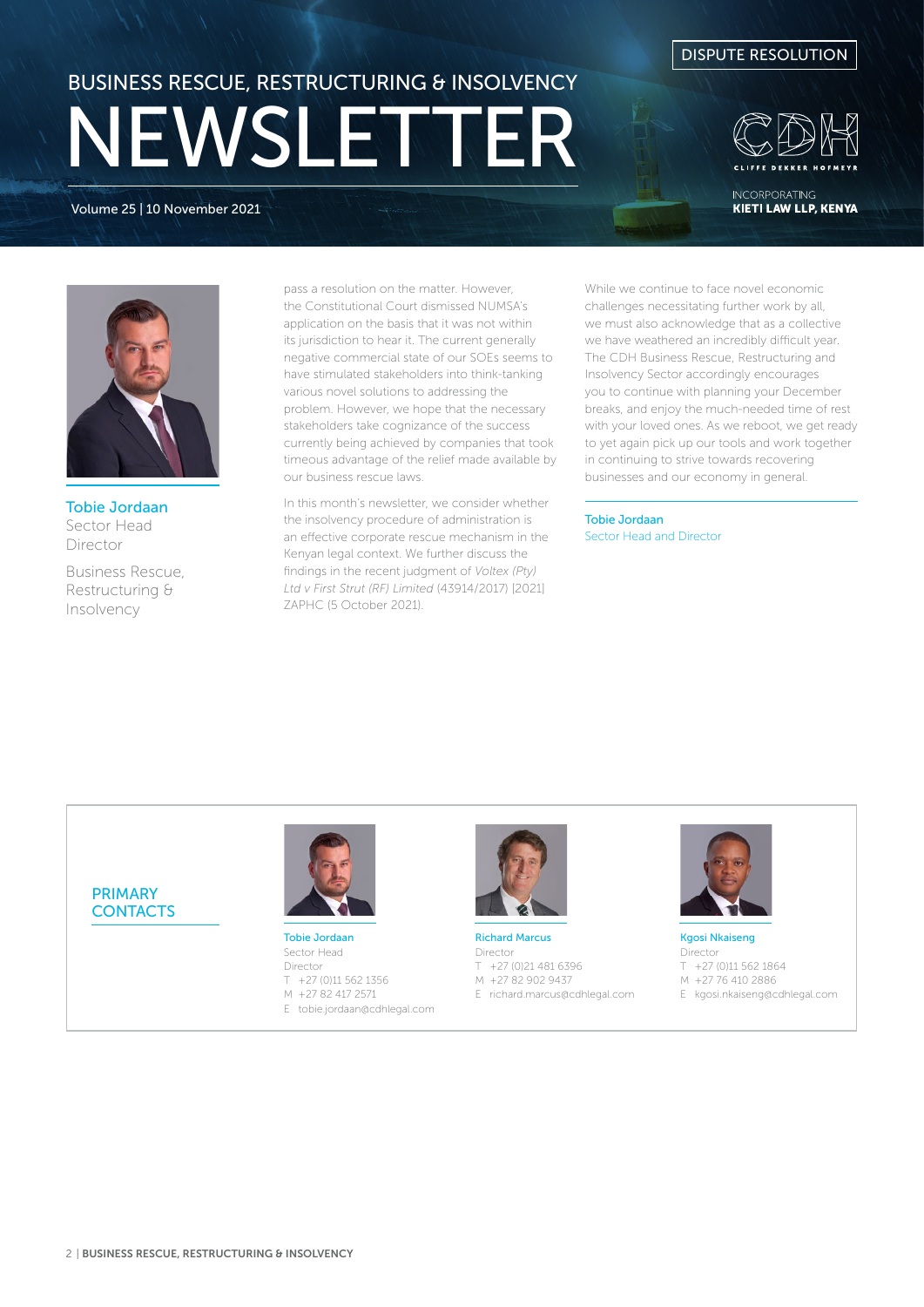DISPUTE RESOLUTION

BUSINESS RESCUE, RESTRUCTURING & INSOLVENCY

# NEWSLETTER

Volume 25 | 10 November 2021

INCORPORATING
**KIETI LAW LLP, KENYA**

Tobie Jordaan
Sector Head
Director

Business Rescue, Restructuring & Insolvency

pass a resolution on the matter. However, the Constitutional Court dismissed NUMSA's application on the basis that it was not within its jurisdiction to hear it. The current generally negative commercial state of our SOEs seems to have stimulated stakeholders into think-tanking various novel solutions to addressing the problem. However, we hope that the necessary stakeholders take cognizance of the success currently being achieved by companies that took timeous advantage of the relief made available by our business rescue laws.

In this month's newsletter, we consider whether the insolvency procedure of administration is an effective corporate rescue mechanism in the Kenyan legal context. We further discuss the findings in the recent judgment of *Voltex (Pty) Ltd v First Strut (RF) Limited* (43914/2017) [2021] ZAPHC (5 October 2021).

While we continue to face novel economic challenges necessitating further work by all, we must also acknowledge that as a collective we have weathered an incredibly difficult year. The CDH Business Rescue, Restructuring and Insolvency Sector accordingly encourages you to continue with planning your December breaks, and enjoy the much-needed time of rest with your loved ones. As we reboot, we get ready to yet again pick up our tools and work together in continuing to strive towards recovering businesses and our economy in general.

Tobie Jordaan
Sector Head and Director

## PRIMARY CONTACTS

**Tobie Jordaan**
Sector Head
Director
T +27 (0)11 562 1356
M +27 82 417 2571
E tobie.jordaan@cdhlegal.com

**Richard Marcus**
Director
T +27 (0)21 481 6396
M +27 82 902 9437
E richard.marcus@cdhlegal.com

**Kgosi Nkaiseng**
Director
T +27 (0)11 562 1864
M +27 76 410 2886
E kgosi.nkaiseng@cdhlegal.com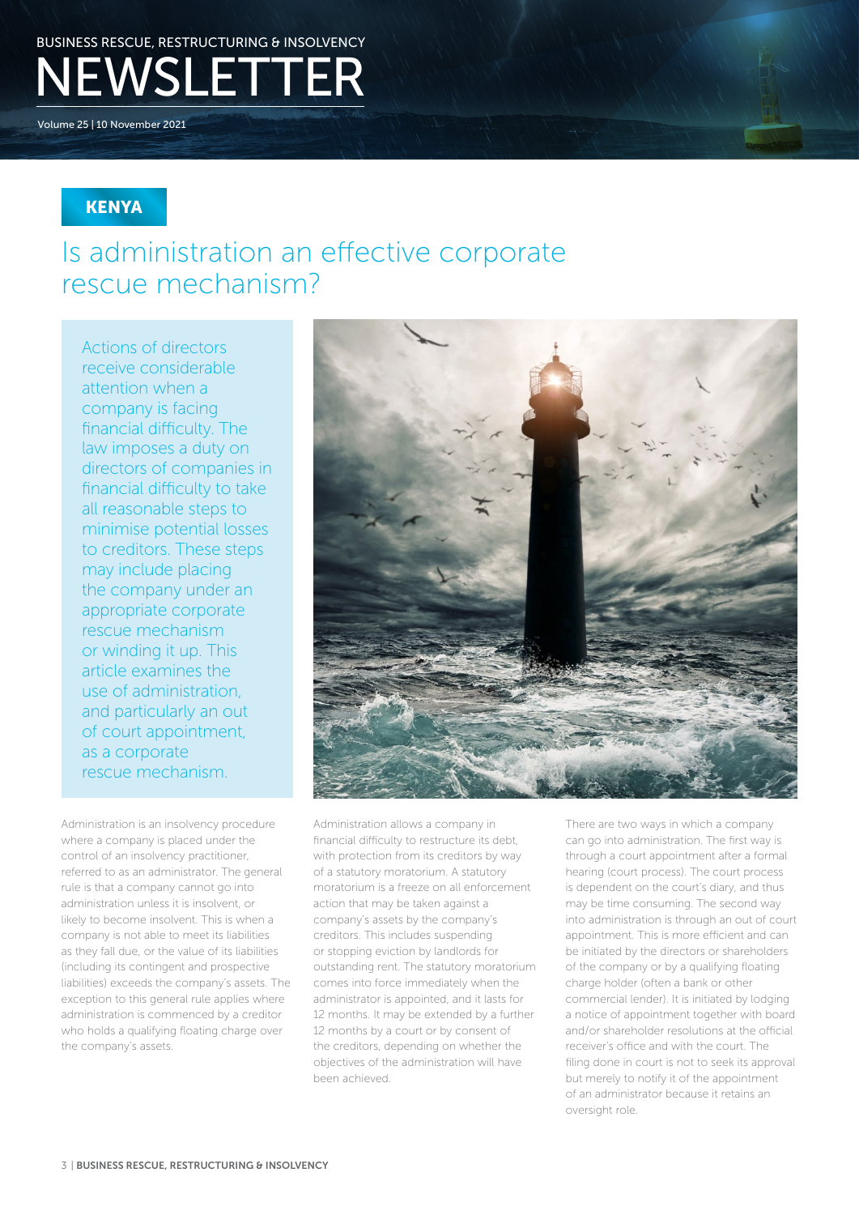BUSINESS RESCUE, RESTRUCTURING & INSOLVENCY

# NEWSLETTER

Volume 25 | 10 November 2021

**KENYA**

## Is administration an effective corporate rescue mechanism?

Actions of directors receive considerable attention when a company is facing financial difficulty. The law imposes a duty on directors of companies in financial difficulty to take all reasonable steps to minimise potential losses to creditors. These steps may include placing the company under an appropriate corporate rescue mechanism or winding it up. This article examines the use of administration, and particularly an out of court appointment, as a corporate rescue mechanism.

Administration is an insolvency procedure where a company is placed under the control of an insolvency practitioner, referred to as an administrator. The general rule is that a company cannot go into administration unless it is insolvent, or likely to become insolvent. This is when a company is not able to meet its liabilities as they fall due, or the value of its liabilities (including its contingent and prospective liabilities) exceeds the company's assets. The exception to this general rule applies where administration is commenced by a creditor who holds a qualifying floating charge over the company's assets.

Administration allows a company in financial difficulty to restructure its debt, with protection from its creditors by way of a statutory moratorium. A statutory moratorium is a freeze on all enforcement action that may be taken against a company's assets by the company's creditors. This includes suspending or stopping eviction by landlords for outstanding rent. The statutory moratorium comes into force immediately when the administrator is appointed, and it lasts for 12 months. It may be extended by a further 12 months by a court or by consent of the creditors, depending on whether the objectives of the administration will have been achieved.

There are two ways in which a company can go into administration. The first way is through a court appointment after a formal hearing (court process). The court process is dependent on the court's diary, and thus may be time consuming. The second way into administration is through an out of court appointment. This is more efficient and can be initiated by the directors or shareholders of the company or by a qualifying floating charge holder (often a bank or other commercial lender). It is initiated by lodging a notice of appointment together with board and/or shareholder resolutions at the official receiver's office and with the court. The filing done in court is not to seek its approval but merely to notify it of the appointment of an administrator because it retains an oversight role.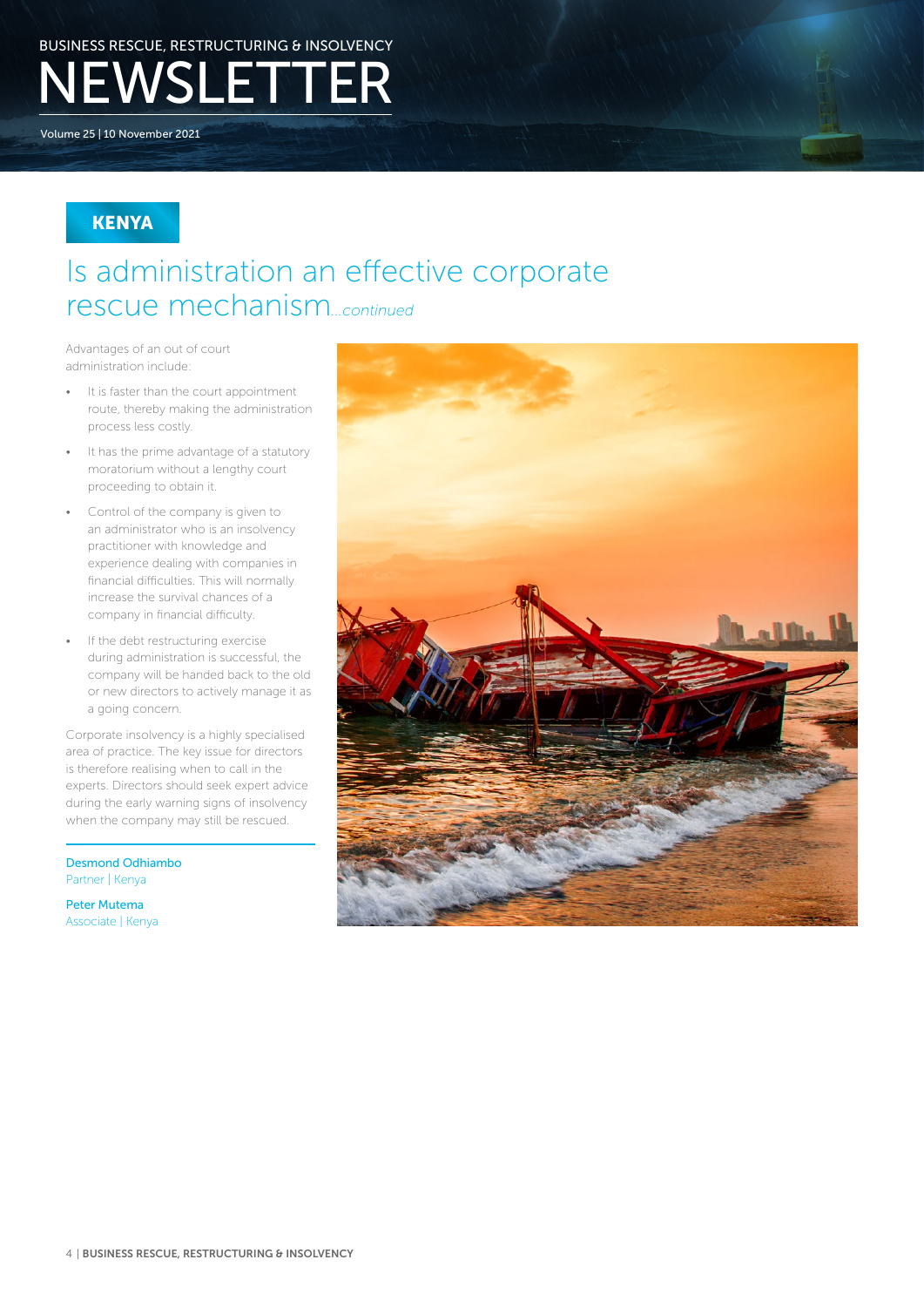## KENYA

# Is administration an effective corporate rescue mechanism*...continued*

Advantages of an out of court administration include:

- It is faster than the court appointment route, thereby making the administration process less costly.
- It has the prime advantage of a statutory moratorium without a lengthy court proceeding to obtain it.
- Control of the company is given to an administrator who is an insolvency practitioner with knowledge and experience dealing with companies in financial difficulties. This will normally increase the survival chances of a company in financial difficulty.
- If the debt restructuring exercise during administration is successful, the company will be handed back to the old or new directors to actively manage it as a going concern.

Corporate insolvency is a highly specialised area of practice. The key issue for directors is therefore realising when to call in the experts. Directors should seek expert advice during the early warning signs of insolvency when the company may still be rescued.

**Desmond Odhiambo**
Partner | Kenya

**Peter Mutema**
Associate | Kenya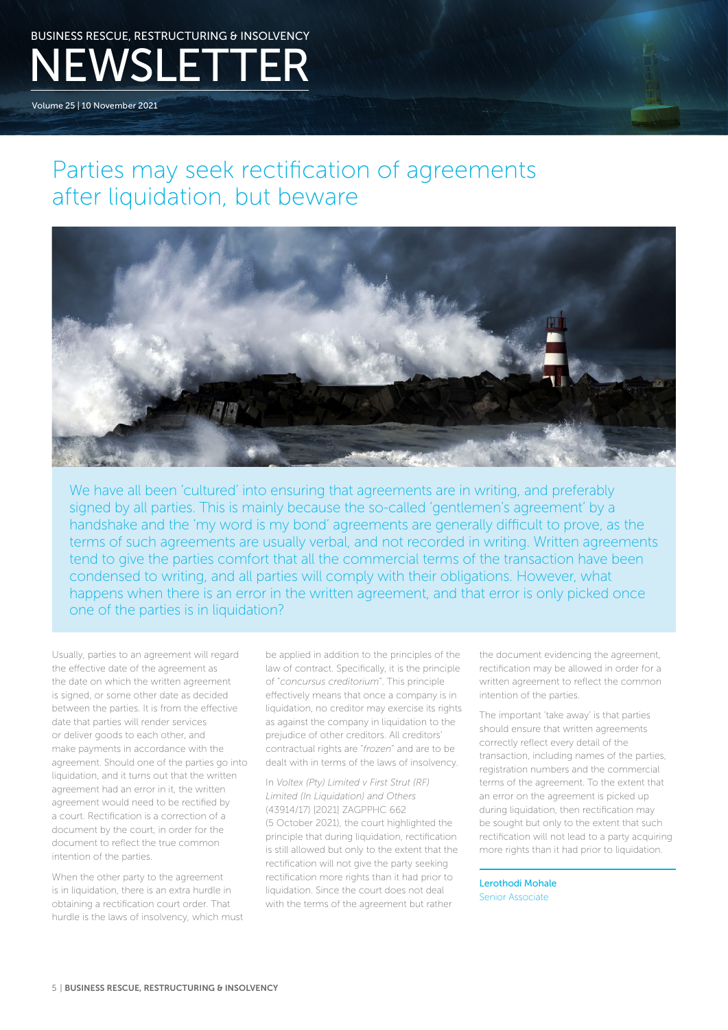# Parties may seek rectification of agreements after liquidation, but beware

We have all been 'cultured' into ensuring that agreements are in writing, and preferably signed by all parties. This is mainly because the so-called 'gentlemen's agreement' by a handshake and the 'my word is my bond' agreements are generally difficult to prove, as the terms of such agreements are usually verbal, and not recorded in writing. Written agreements tend to give the parties comfort that all the commercial terms of the transaction have been condensed to writing, and all parties will comply with their obligations. However, what happens when there is an error in the written agreement, and that error is only picked once one of the parties is in liquidation?

Usually, parties to an agreement will regard the effective date of the agreement as the date on which the written agreement is signed, or some other date as decided between the parties. It is from the effective date that parties will render services or deliver goods to each other, and make payments in accordance with the agreement. Should one of the parties go into liquidation, and it turns out that the written agreement had an error in it, the written agreement would need to be rectified by a court. Rectification is a correction of a document by the court, in order for the document to reflect the true common intention of the parties.

When the other party to the agreement is in liquidation, there is an extra hurdle in obtaining a rectification court order. That hurdle is the laws of insolvency, which must be applied in addition to the principles of the law of contract. Specifically, it is the principle of "*concursus creditorium*". This principle effectively means that once a company is in liquidation, no creditor may exercise its rights as against the company in liquidation to the prejudice of other creditors. All creditors' contractual rights are "*frozen*" and are to be dealt with in terms of the laws of insolvency.

In *Voltex (Pty) Limited v First Strut (RF) Limited (In Liquidation) and Others* (43914/17) [2021] ZAGPPHC 662 (5 October 2021), the court highlighted the principle that during liquidation, rectification is still allowed but only to the extent that the rectification will not give the party seeking rectification more rights than it had prior to liquidation. Since the court does not deal with the terms of the agreement but rather the document evidencing the agreement, rectification may be allowed in order for a written agreement to reflect the common intention of the parties.

The important 'take away' is that parties should ensure that written agreements correctly reflect every detail of the transaction, including names of the parties, registration numbers and the commercial terms of the agreement. To the extent that an error on the agreement is picked up during liquidation, then rectification may be sought but only to the extent that such rectification will not lead to a party acquiring more rights than it had prior to liquidation.

**Lerothodi Mohale**
Senior Associate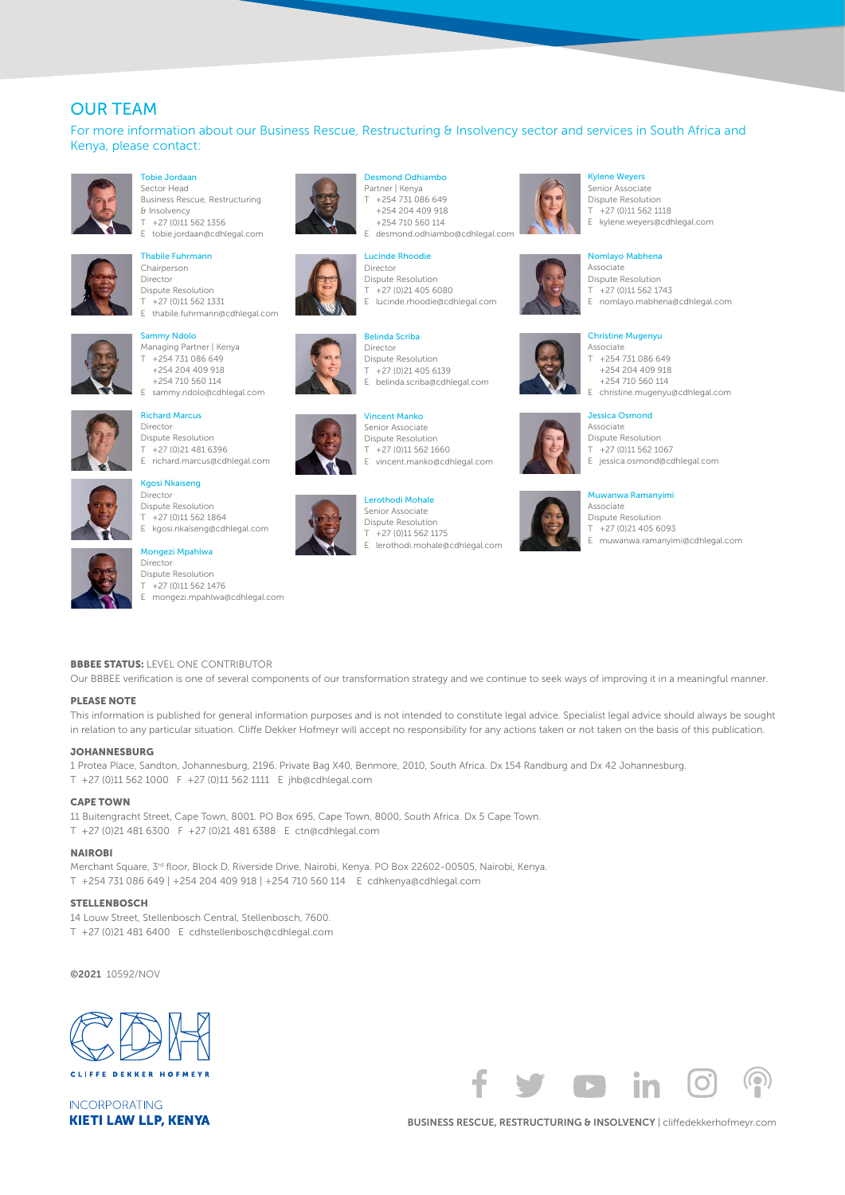## OUR TEAM

For more information about our Business Rescue, Restructuring & Insolvency sector and services in South Africa and Kenya, please contact:

**Tobie Jordaan**
Sector Head
Business Rescue, Restructuring & Insolvency
T +27 (0)11 562 1356
E tobie.jordaan@cdhlegal.com

**Thabile Fuhrmann**
Chairperson
Director
Dispute Resolution
T +27 (0)11 562 1331
E thabile.fuhrmann@cdhlegal.com

**Sammy Ndolo**
Managing Partner | Kenya
T +254 731 086 649
+254 204 409 918
+254 710 560 114
E sammy.ndolo@cdhlegal.com

**Richard Marcus**
Director
Dispute Resolution
T +27 (0)21 481 6396
E richard.marcus@cdhlegal.com

**Kgosi Nkaiseng**
Director
Dispute Resolution
T +27 (0)11 562 1864
E kgosi.nkaiseng@cdhlegal.com

**Mongezi Mpahlwa**
Director
Dispute Resolution
T +27 (0)11 562 1476
E mongezi.mpahlwa@cdhlegal.com

**Desmond Odhiambo**
Partner | Kenya
T +254 731 086 649
+254 204 409 918
+254 710 560 114
E desmond.odhiambo@cdhlegal.com

**Lucinde Rhoodie**
Director
Dispute Resolution
T +27 (0)21 405 6080
E lucinde.rhoodie@cdhlegal.com

**Belinda Scriba**
Director
Dispute Resolution
T +27 (0)21 405 6139
E belinda.scriba@cdhlegal.com

**Vincent Manko**
Senior Associate
Dispute Resolution
T +27 (0)11 562 1660
E vincent.manko@cdhlegal.com

**Lerothodi Mohale**
Senior Associate
Dispute Resolution
T +27 (0)11 562 1175
E lerothodi.mohale@cdhlegal.com

**Kylene Weyers**
Senior Associate
Dispute Resolution
T +27 (0)11 562 1118
E kylene.weyers@cdhlegal.com

**Nomlayo Mabhena**
Associate
Dispute Resolution
T +27 (0)11 562 1743
E nomlayo.mabhena@cdhlegal.com

**Christine Mugenyu**
Associate
T +254 731 086 649
+254 204 409 918
+254 710 560 114
E christine.mugenyu@cdhlegal.com

**Jessica Osmond**
Associate
Dispute Resolution
T +27 (0)11 562 1067
E jessica.osmond@cdhlegal.com

**Muwanwa Ramanyimi**
Associate
Dispute Resolution
T +27 (0)21 405 6093
E muwanwa.ramanyimi@cdhlegal.com

**BBBEE STATUS:** LEVEL ONE CONTRIBUTOR

Our BBBEE verification is one of several components of our transformation strategy and we continue to seek ways of improving it in a meaningful manner.

**PLEASE NOTE**

This information is published for general information purposes and is not intended to constitute legal advice. Specialist legal advice should always be sought in relation to any particular situation. Cliffe Dekker Hofmeyr will accept no responsibility for any actions taken or not taken on the basis of this publication.

**JOHANNESBURG**

1 Protea Place, Sandton, Johannesburg, 2196. Private Bag X40, Benmore, 2010, South Africa. Dx 154 Randburg and Dx 42 Johannesburg.
T +27 (0)11 562 1000 F +27 (0)11 562 1111 E jhb@cdhlegal.com

**CAPE TOWN**

11 Buitengracht Street, Cape Town, 8001. PO Box 695, Cape Town, 8000, South Africa. Dx 5 Cape Town.
T +27 (0)21 481 6300 F +27 (0)21 481 6388 E ctn@cdhlegal.com

**NAIROBI**

Merchant Square, 3rd floor, Block D, Riverside Drive, Nairobi, Kenya. PO Box 22602-00505, Nairobi, Kenya.
T +254 731 086 649 | +254 204 409 918 | +254 710 560 114 E cdhkenya@cdhlegal.com

**STELLENBOSCH**

14 Louw Street, Stellenbosch Central, Stellenbosch, 7600.
T +27 (0)21 481 6400 E cdhstellenbosch@cdhlegal.com

**©2021** 10592/NOV

CLIFFE DEKKER HOFMEYR

INCORPORATING
**KIETI LAW LLP, KENYA**

**BUSINESS RESCUE, RESTRUCTURING & INSOLVENCY** | cliffedekkerhofmeyr.com